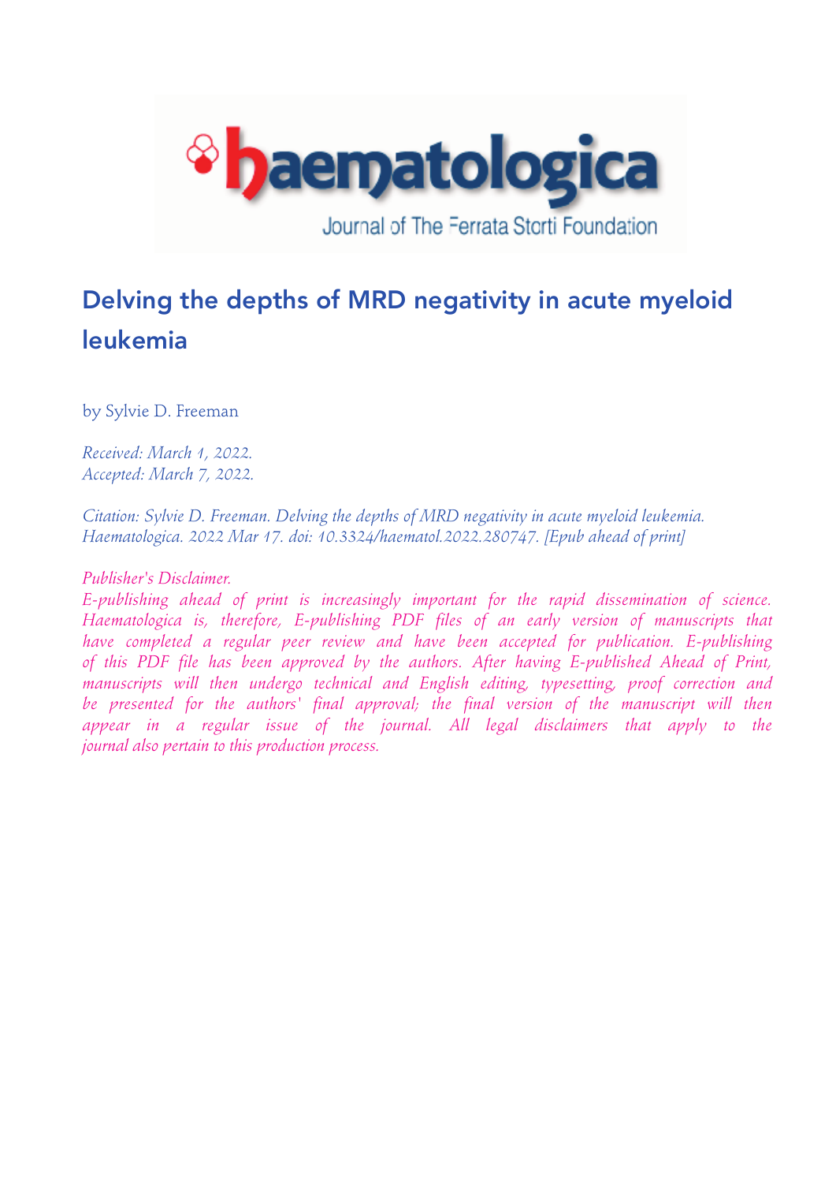# Delving the depths of MRD negativity in acute myeloid leukemia

by Sylvie D. Freeman

*Received: March 1, 2022.*
*Accepted: March 7, 2022.*

*Citation: Sylvie D. Freeman. Delving the depths of MRD negativity in acute myeloid leukemia. Haematologica. 2022 Mar 17. doi: 10.3324/haematol.2022.280747. [Epub ahead of print]*

*Publisher's Disclaimer.*
*E-publishing ahead of print is increasingly important for the rapid dissemination of science. Haematologica is, therefore, E-publishing PDF files of an early version of manuscripts that have completed a regular peer review and have been accepted for publication. E-publishing of this PDF file has been approved by the authors. After having E-published Ahead of Print, manuscripts will then undergo technical and English editing, typesetting, proof correction and be presented for the authors' final approval; the final version of the manuscript will then appear in a regular issue of the journal. All legal disclaimers that apply to the journal also pertain to this production process.*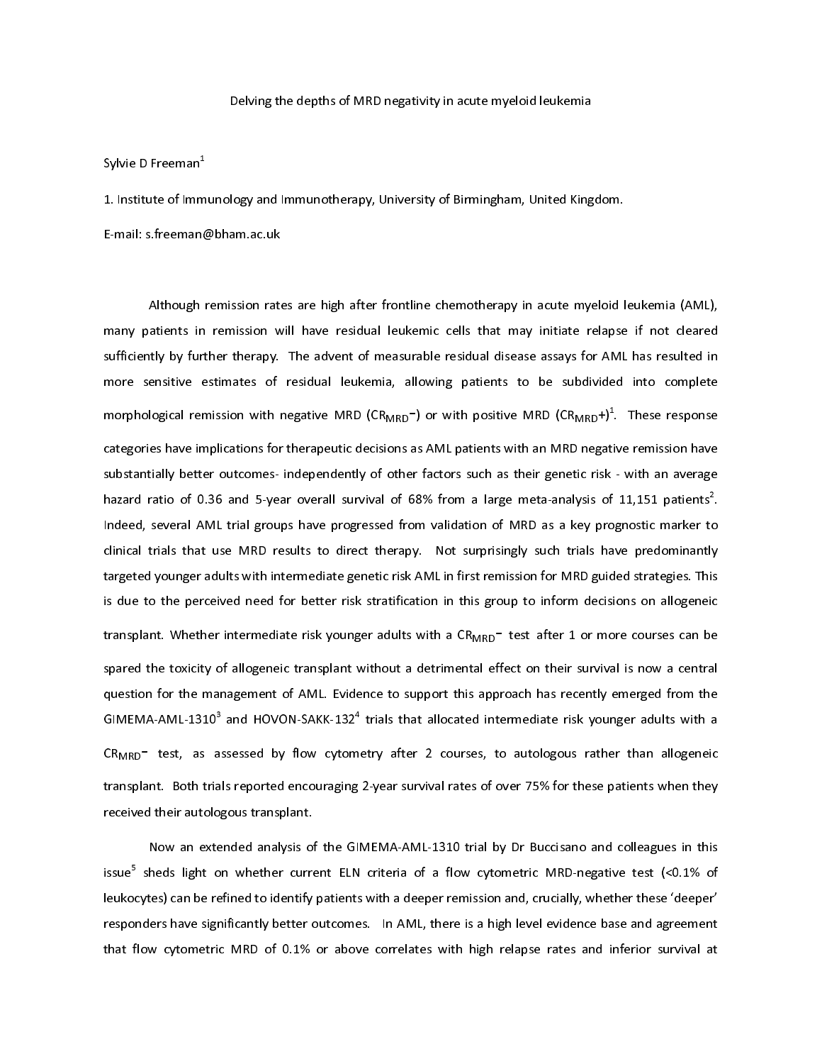# Delving the depths of MRD negativity in acute myeloid leukemia

Sylvie D Freeman[1]

1. Institute of Immunology and Immunotherapy, University of Birmingham, United Kingdom.

E-mail: s.freeman@bham.ac.uk

Although remission rates are high after frontline chemotherapy in acute myeloid leukemia (AML), many patients in remission will have residual leukemic cells that may initiate relapse if not cleared sufficiently by further therapy. The advent of measurable residual disease assays for AML has resulted in more sensitive estimates of residual leukemia, allowing patients to be subdivided into complete morphological remission with negative MRD ($CR_{MRD}$−) or with positive MRD ($CR_{MRD}$+)[1]. These response categories have implications for therapeutic decisions as AML patients with an MRD negative remission have substantially better outcomes- independently of other factors such as their genetic risk - with an average hazard ratio of 0.36 and 5-year overall survival of 68% from a large meta-analysis of 11,151 patients[2]. Indeed, several AML trial groups have progressed from validation of MRD as a key prognostic marker to clinical trials that use MRD results to direct therapy. Not surprisingly such trials have predominantly targeted younger adults with intermediate genetic risk AML in first remission for MRD guided strategies. This is due to the perceived need for better risk stratification in this group to inform decisions on allogeneic transplant. Whether intermediate risk younger adults with a $CR_{MRD}$− test after 1 or more courses can be spared the toxicity of allogeneic transplant without a detrimental effect on their survival is now a central question for the management of AML. Evidence to support this approach has recently emerged from the GIMEMA-AML-1310[3] and HOVON-SAKK-132[4] trials that allocated intermediate risk younger adults with a $CR_{MRD}$− test, as assessed by flow cytometry after 2 courses, to autologous rather than allogeneic transplant. Both trials reported encouraging 2-year survival rates of over 75% for these patients when they received their autologous transplant.

Now an extended analysis of the GIMEMA-AML-1310 trial by Dr Buccisano and colleagues in this issue[5] sheds light on whether current ELN criteria of a flow cytometric MRD-negative test (<0.1% of leukocytes) can be refined to identify patients with a deeper remission and, crucially, whether these 'deeper' responders have significantly better outcomes. In AML, there is a high level evidence base and agreement that flow cytometric MRD of 0.1% or above correlates with high relapse rates and inferior survival at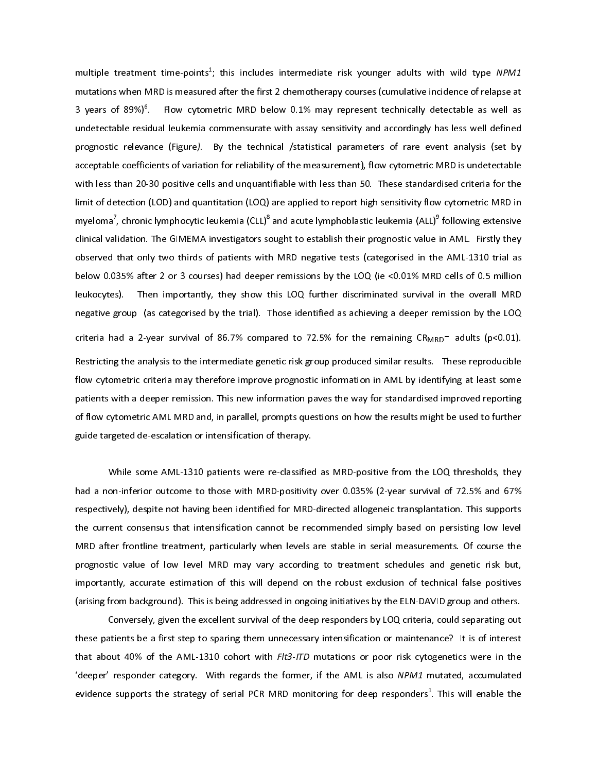multiple treatment time-points[1]; this includes intermediate risk younger adults with wild type *NPM1* mutations when MRD is measured after the first 2 chemotherapy courses (cumulative incidence of relapse at 3 years of 89%)[6]. Flow cytometric MRD below 0.1% may represent technically detectable as well as undetectable residual leukemia commensurate with assay sensitivity and accordingly has less well defined prognostic relevance (Figure*)*. By the technical /statistical parameters of rare event analysis (set by acceptable coefficients of variation for reliability of the measurement), flow cytometric MRD is undetectable with less than 20-30 positive cells and unquantifiable with less than 50. These standardised criteria for the limit of detection (LOD) and quantitation (LOQ) are applied to report high sensitivity flow cytometric MRD in myeloma[7], chronic lymphocytic leukemia (CLL)[8] and acute lymphoblastic leukemia (ALL)[9] following extensive clinical validation. The GIMEMA investigators sought to establish their prognostic value in AML. Firstly they observed that only two thirds of patients with MRD negative tests (categorised in the AML-1310 trial as below 0.035% after 2 or 3 courses) had deeper remissions by the LOQ (ie <0.01% MRD cells of 0.5 million leukocytes). Then importantly, they show this LOQ further discriminated survival in the overall MRD negative group (as categorised by the trial). Those identified as achieving a deeper remission by the LOQ criteria had a 2-year survival of 86.7% compared to 72.5% for the remaining $CR_{MRD}^{-}$ adults ($p<0.01$). Restricting the analysis to the intermediate genetic risk group produced similar results. These reproducible flow cytometric criteria may therefore improve prognostic information in AML by identifying at least some patients with a deeper remission. This new information paves the way for standardised improved reporting of flow cytometric AML MRD and, in parallel, prompts questions on how the results might be used to further guide targeted de-escalation or intensification of therapy.

While some AML-1310 patients were re-classified as MRD-positive from the LOQ thresholds, they had a non-inferior outcome to those with MRD-positivity over 0.035% (2-year survival of 72.5% and 67% respectively), despite not having been identified for MRD-directed allogeneic transplantation. This supports the current consensus that intensification cannot be recommended simply based on persisting low level MRD after frontline treatment, particularly when levels are stable in serial measurements. Of course the prognostic value of low level MRD may vary according to treatment schedules and genetic risk but, importantly, accurate estimation of this will depend on the robust exclusion of technical false positives (arising from background). This is being addressed in ongoing initiatives by the ELN-DAVID group and others.

Conversely, given the excellent survival of the deep responders by LOQ criteria, could separating out these patients be a first step to sparing them unnecessary intensification or maintenance? It is of interest that about 40% of the AML-1310 cohort with *Flt3-ITD* mutations or poor risk cytogenetics were in the 'deeper' responder category. With regards the former, if the AML is also *NPM1* mutated, accumulated evidence supports the strategy of serial PCR MRD monitoring for deep responders[1]. This will enable the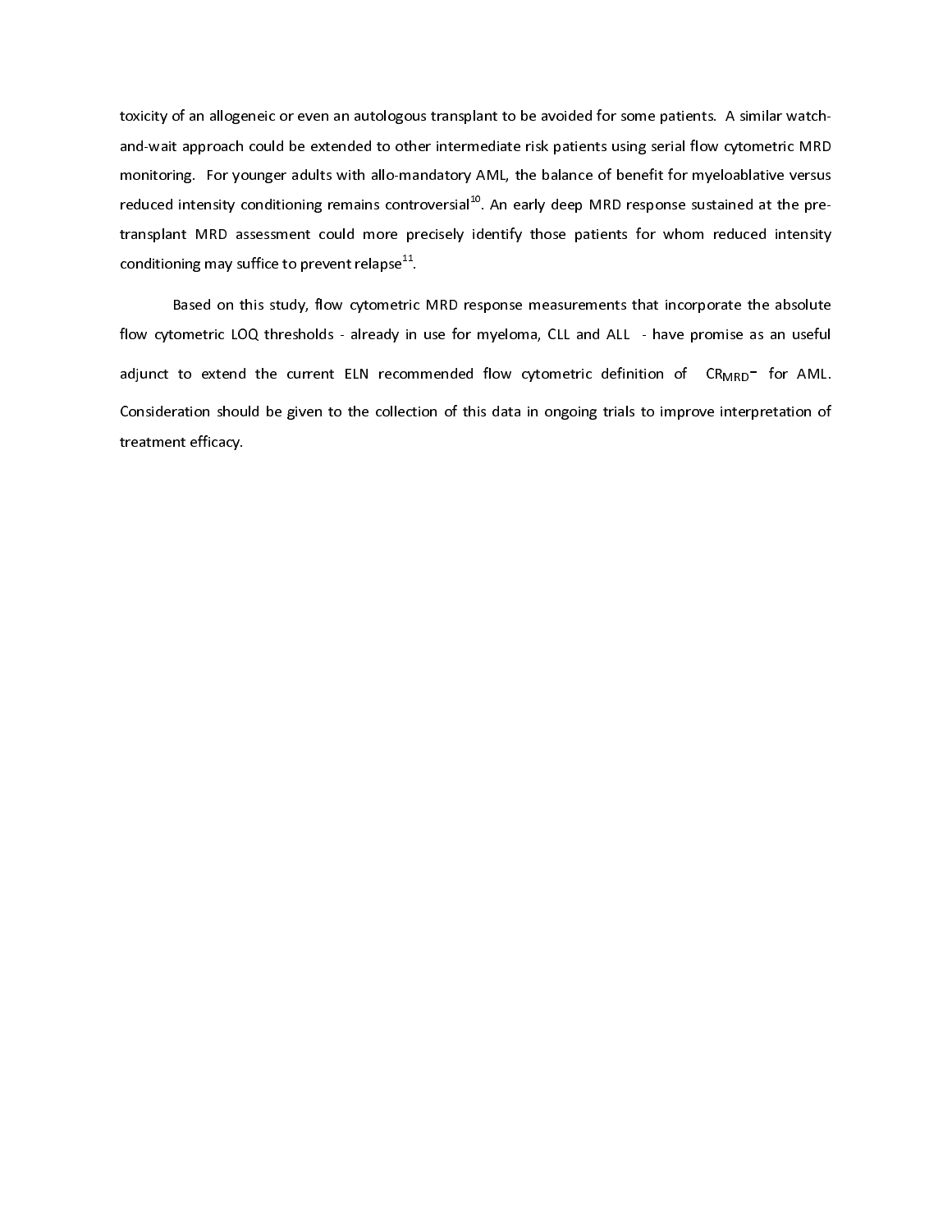toxicity of an allogeneic or even an autologous transplant to be avoided for some patients. A similar watch-and-wait approach could be extended to other intermediate risk patients using serial flow cytometric MRD monitoring. For younger adults with allo-mandatory AML, the balance of benefit for myeloablative versus reduced intensity conditioning remains controversial[10]. An early deep MRD response sustained at the pre-transplant MRD assessment could more precisely identify those patients for whom reduced intensity conditioning may suffice to prevent relapse[11].

Based on this study, flow cytometric MRD response measurements that incorporate the absolute flow cytometric LOQ thresholds - already in use for myeloma, CLL and ALL - have promise as an useful adjunct to extend the current ELN recommended flow cytometric definition of $CR_{MRD}$- for AML. Consideration should be given to the collection of this data in ongoing trials to improve interpretation of treatment efficacy.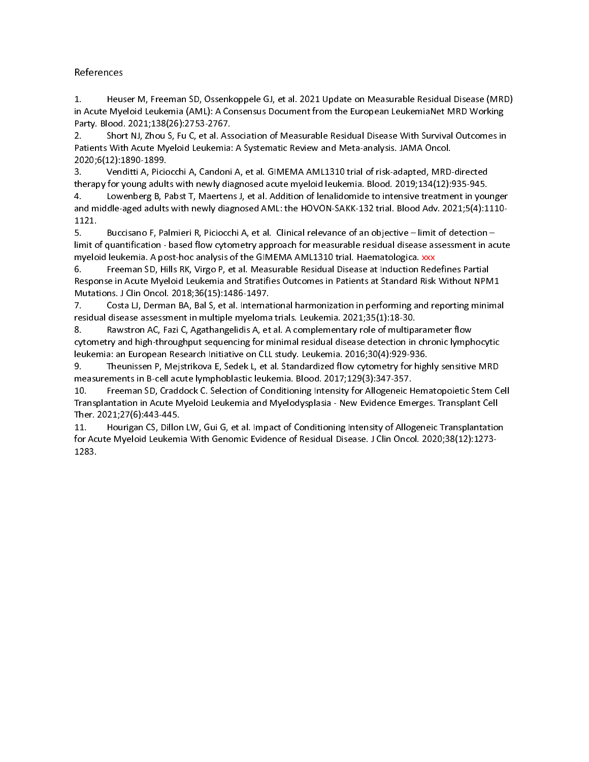References

1. Heuser M, Freeman SD, Ossenkoppele GJ, et al. 2021 Update on Measurable Residual Disease (MRD) in Acute Myeloid Leukemia (AML): A Consensus Document from the European LeukemiaNet MRD Working Party. Blood. 2021;138(26):2753-2767.
2. Short NJ, Zhou S, Fu C, et al. Association of Measurable Residual Disease With Survival Outcomes in Patients With Acute Myeloid Leukemia: A Systematic Review and Meta-analysis. JAMA Oncol. 2020;6(12):1890-1899.
3. Venditti A, Piciocchi A, Candoni A, et al. GIMEMA AML1310 trial of risk-adapted, MRD-directed therapy for young adults with newly diagnosed acute myeloid leukemia. Blood. 2019;134(12):935-945.
4. Lowenberg B, Pabst T, Maertens J, et al. Addition of lenalidomide to intensive treatment in younger and middle-aged adults with newly diagnosed AML: the HOVON-SAKK-132 trial. Blood Adv. 2021;5(4):1110-1121.
5. Buccisano F, Palmieri R, Piciocchi A, et al. Clinical relevance of an objective – limit of detection – limit of quantification - based flow cytometry approach for measurable residual disease assessment in acute myeloid leukemia. A post-hoc analysis of the GIMEMA AML1310 trial. Haematologica. xxx
6. Freeman SD, Hills RK, Virgo P, et al. Measurable Residual Disease at Induction Redefines Partial Response in Acute Myeloid Leukemia and Stratifies Outcomes in Patients at Standard Risk Without NPM1 Mutations. J Clin Oncol. 2018;36(15):1486-1497.
7. Costa LJ, Derman BA, Bal S, et al. International harmonization in performing and reporting minimal residual disease assessment in multiple myeloma trials. Leukemia. 2021;35(1):18-30.
8. Rawstron AC, Fazi C, Agathangelidis A, et al. A complementary role of multiparameter flow cytometry and high-throughput sequencing for minimal residual disease detection in chronic lymphocytic leukemia: an European Research Initiative on CLL study. Leukemia. 2016;30(4):929-936.
9. Theunissen P, Mejstrikova E, Sedek L, et al. Standardized flow cytometry for highly sensitive MRD measurements in B-cell acute lymphoblastic leukemia. Blood. 2017;129(3):347-357.
10. Freeman SD, Craddock C. Selection of Conditioning Intensity for Allogeneic Hematopoietic Stem Cell Transplantation in Acute Myeloid Leukemia and Myelodysplasia - New Evidence Emerges. Transplant Cell Ther. 2021;27(6):443-445.
11. Hourigan CS, Dillon LW, Gui G, et al. Impact of Conditioning Intensity of Allogeneic Transplantation for Acute Myeloid Leukemia With Genomic Evidence of Residual Disease. J Clin Oncol. 2020;38(12):1273-1283.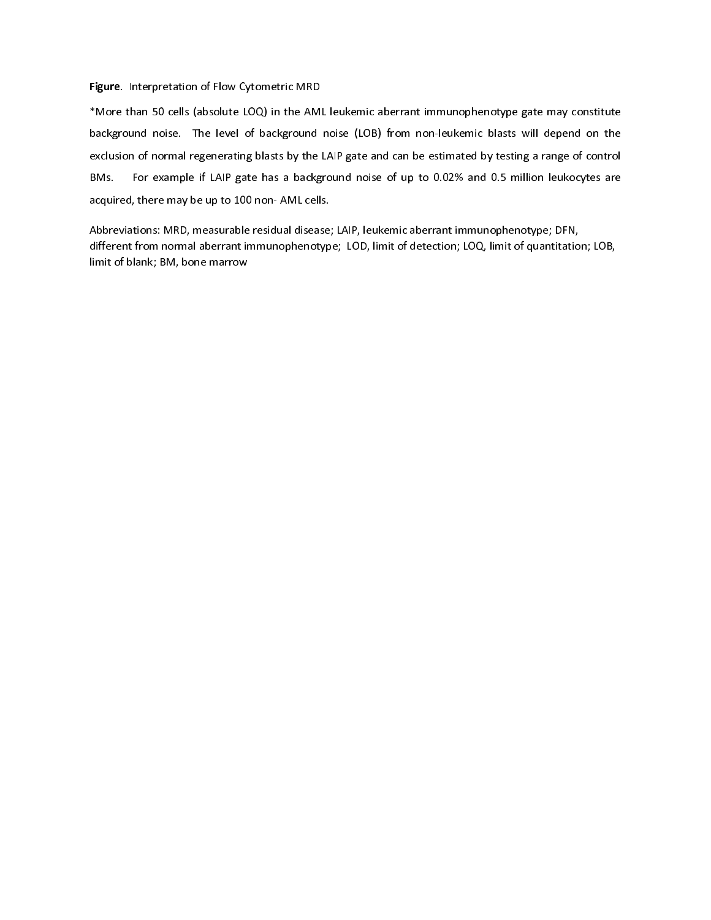**Figure**. Interpretation of Flow Cytometric MRD

*More than 50 cells (absolute LOQ) in the AML leukemic aberrant immunophenotype gate may constitute background noise. The level of background noise (LOB) from non-leukemic blasts will depend on the exclusion of normal regenerating blasts by the LAIP gate and can be estimated by testing a range of control BMs. For example if LAIP gate has a background noise of up to 0.02% and 0.5 million leukocytes are acquired, there may be up to 100 non- AML cells.

Abbreviations: MRD, measurable residual disease; LAIP, leukemic aberrant immunophenotype; DFN, different from normal aberrant immunophenotype; LOD, limit of detection; LOQ, limit of quantitation; LOB, limit of blank; BM, bone marrow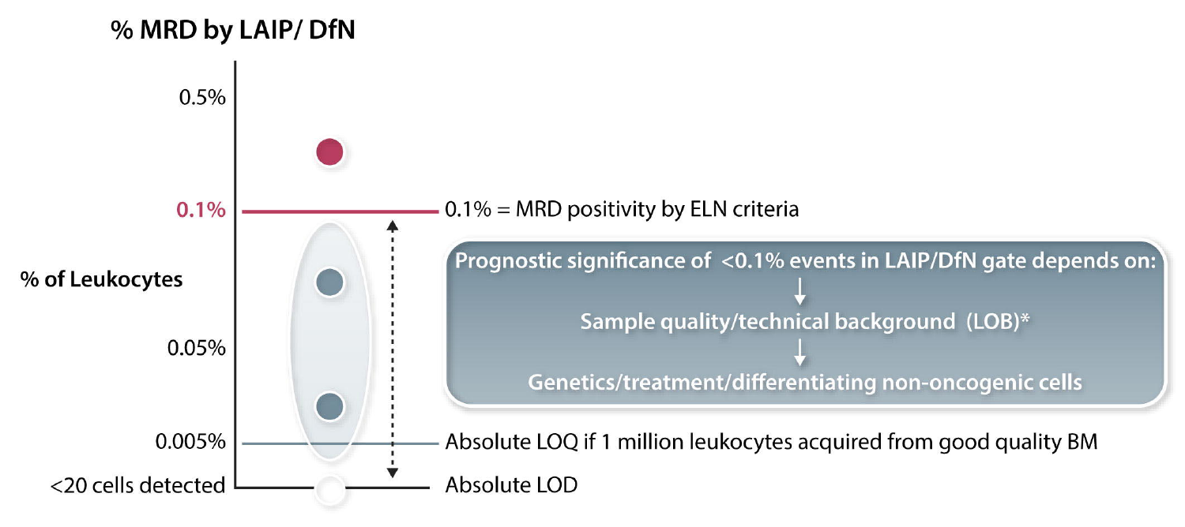% MRD by LAIP/ DfN

0.5%

0.1%

0.1% = MRD positivity by ELN criteria

% of Leukocytes

Prognostic significance of <0.1% events in LAIP/DfN gate depends on:

Sample quality/technical background (LOB)*

Genetics/treatment/differentiating non-oncogenic cells

0.05%

0.005%

Absolute LOQ if 1 million leukocytes acquired from good quality BM

<20 cells detected

Absolute LOD